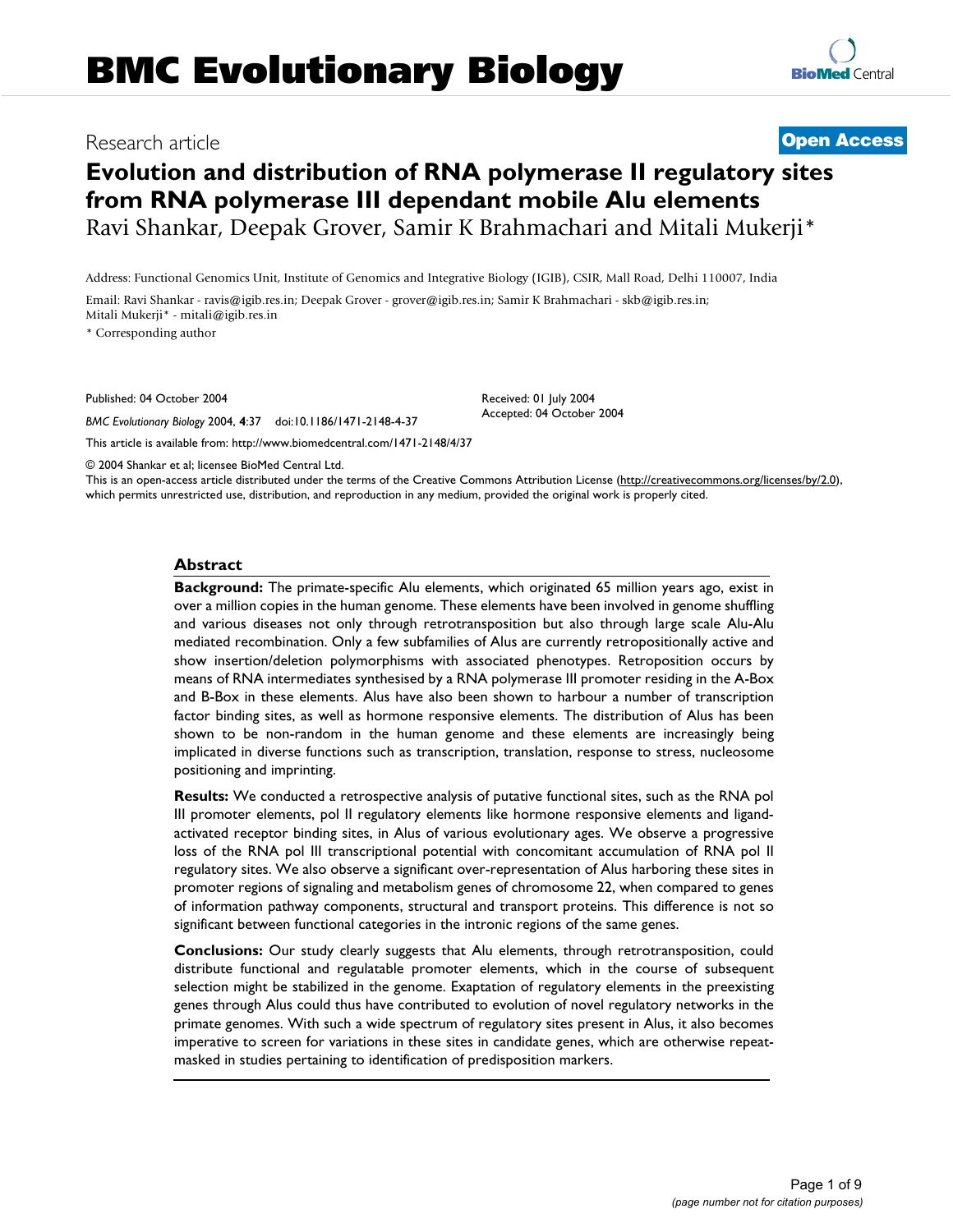# BMC Evolutionary Biology

Research article

**Open Access**

## Evolution and distribution of RNA polymerase II regulatory sites from RNA polymerase III dependant mobile Alu elements

Ravi Shankar, Deepak Grover, Samir K Brahmachari and Mitali Mukerji*

Address: Functional Genomics Unit, Institute of Genomics and Integrative Biology (IGIB), CSIR, Mall Road, Delhi 110007, India

Email: Ravi Shankar - ravis@igib.res.in; Deepak Grover - grover@igib.res.in; Samir K Brahmachari - skb@igib.res.in; Mitali Mukerji* - mitali@igib.res.in

\* Corresponding author

Published: 04 October 2004

*BMC Evolutionary Biology* 2004, **4**:37 doi:10.1186/1471-2148-4-37

Received: 01 July 2004
Accepted: 04 October 2004

This article is available from: http://www.biomedcentral.com/1471-2148/4/37

© 2004 Shankar et al; licensee BioMed Central Ltd.
This is an open-access article distributed under the terms of the Creative Commons Attribution License (http://creativecommons.org/licenses/by/2.0), which permits unrestricted use, distribution, and reproduction in any medium, provided the original work is properly cited.

## Abstract

**Background:** The primate-specific Alu elements, which originated 65 million years ago, exist in over a million copies in the human genome. These elements have been involved in genome shuffling and various diseases not only through retrotransposition but also through large scale Alu-Alu mediated recombination. Only a few subfamilies of Alus are currently retropositionally active and show insertion/deletion polymorphisms with associated phenotypes. Retroposition occurs by means of RNA intermediates synthesised by a RNA polymerase III promoter residing in the A-Box and B-Box in these elements. Alus have also been shown to harbour a number of transcription factor binding sites, as well as hormone responsive elements. The distribution of Alus has been shown to be non-random in the human genome and these elements are increasingly being implicated in diverse functions such as transcription, translation, response to stress, nucleosome positioning and imprinting.

**Results:** We conducted a retrospective analysis of putative functional sites, such as the RNA pol III promoter elements, pol II regulatory elements like hormone responsive elements and ligand-activated receptor binding sites, in Alus of various evolutionary ages. We observe a progressive loss of the RNA pol III transcriptional potential with concomitant accumulation of RNA pol II regulatory sites. We also observe a significant over-representation of Alus harboring these sites in promoter regions of signaling and metabolism genes of chromosome 22, when compared to genes of information pathway components, structural and transport proteins. This difference is not so significant between functional categories in the intronic regions of the same genes.

**Conclusions:** Our study clearly suggests that Alu elements, through retrotransposition, could distribute functional and regulatable promoter elements, which in the course of subsequent selection might be stabilized in the genome. Exaptation of regulatory elements in the preexisting genes through Alus could thus have contributed to evolution of novel regulatory networks in the primate genomes. With such a wide spectrum of regulatory sites present in Alus, it also becomes imperative to screen for variations in these sites in candidate genes, which are otherwise repeat-masked in studies pertaining to identification of predisposition markers.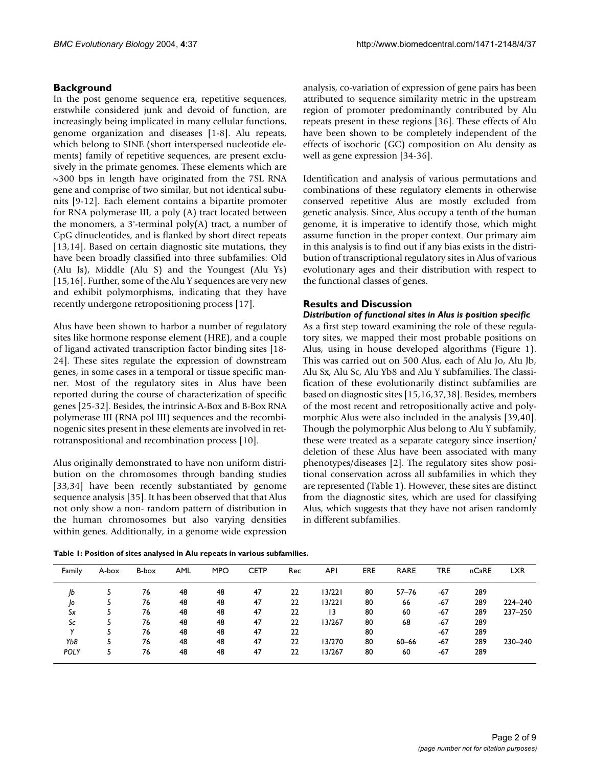## Background

In the post genome sequence era, repetitive sequences, erstwhile considered junk and devoid of function, are increasingly being implicated in many cellular functions, genome organization and diseases [1-8]. Alu repeats, which belong to SINE (short interspersed nucleotide elements) family of repetitive sequences, are present exclusively in the primate genomes. These elements which are ~300 bps in length have originated from the 7SL RNA gene and comprise of two similar, but not identical subunits [9-12]. Each element contains a bipartite promoter for RNA polymerase III, a poly (A) tract located between the monomers, a 3'-terminal poly(A) tract, a number of CpG dinucleotides, and is flanked by short direct repeats [13,14]. Based on certain diagnostic site mutations, they have been broadly classified into three subfamilies: Old (Alu Js), Middle (Alu S) and the Youngest (Alu Ys) [15,16]. Further, some of the Alu Y sequences are very new and exhibit polymorphisms, indicating that they have recently undergone retropositioning process [17].

Alus have been shown to harbor a number of regulatory sites like hormone response element (HRE), and a couple of ligand activated transcription factor binding sites [18-24]. These sites regulate the expression of downstream genes, in some cases in a temporal or tissue specific manner. Most of the regulatory sites in Alus have been reported during the course of characterization of specific genes [25-32]. Besides, the intrinsic A-Box and B-Box RNA polymerase III (RNA pol III) sequences and the recombinogenic sites present in these elements are involved in retrotranspositional and recombination process [10].

Alus originally demonstrated to have non uniform distribution on the chromosomes through banding studies [33,34] have been recently substantiated by genome sequence analysis [35]. It has been observed that that Alus not only show a non- random pattern of distribution in the human chromosomes but also varying densities within genes. Additionally, in a genome wide expression analysis, co-variation of expression of gene pairs has been attributed to sequence similarity metric in the upstream region of promoter predominantly contributed by Alu repeats present in these regions [36]. These effects of Alu have been shown to be completely independent of the effects of isochoric (GC) composition on Alu density as well as gene expression [34-36].

Identification and analysis of various permutations and combinations of these regulatory elements in otherwise conserved repetitive Alus are mostly excluded from genetic analysis. Since, Alus occupy a tenth of the human genome, it is imperative to identify those, which might assume function in the proper context. Our primary aim in this analysis is to find out if any bias exists in the distribution of transcriptional regulatory sites in Alus of various evolutionary ages and their distribution with respect to the functional classes of genes.

## Results and Discussion

### *Distribution of functional sites in Alus is position specific*

As a first step toward examining the role of these regulatory sites, we mapped their most probable positions on Alus, using in house developed algorithms (Figure 1). This was carried out on 500 Alus, each of Alu Jo, Alu Jb, Alu Sx, Alu Sc, Alu Yb8 and Alu Y subfamilies. The classification of these evolutionarily distinct subfamilies are based on diagnostic sites [15,16,37,38]. Besides, members of the most recent and retropositionally active and polymorphic Alus were also included in the analysis [39,40]. Though the polymorphic Alus belong to Alu Y subfamily, these were treated as a separate category since insertion/deletion of these Alus have been associated with many phenotypes/diseases [2]. The regulatory sites show positional conservation across all subfamilies in which they are represented (Table 1). However, these sites are distinct from the diagnostic sites, which are used for classifying Alus, which suggests that they have not arisen randomly in different subfamilies.

**Table 1: Position of sites analysed in Alu repeats in various subfamilies.**

| Family | A-box | B-box | AML | MPO | CETP | Rec | AP1 | ERE | RARE | TRE | nCaRE | LXR |
|---|---|---|---|---|---|---|---|---|---|---|---|---|
| *Jb* | 5 | 76 | 48 | 48 | 47 | 22 | 13/221 | 80 | 57–76 | -67 | 289 | |
| *Jo* | 5 | 76 | 48 | 48 | 47 | 22 | 13/221 | 80 | 66 | -67 | 289 | 224–240 |
| *Sx* | 5 | 76 | 48 | 48 | 47 | 22 | 13 | 80 | 60 | -67 | 289 | 237–250 |
| *Sc* | 5 | 76 | 48 | 48 | 47 | 22 | 13/267 | 80 | 68 | -67 | 289 | |
| *Y* | 5 | 76 | 48 | 48 | 47 | 22 | | 80 | | -67 | 289 | |
| *Yb8* | 5 | 76 | 48 | 48 | 47 | 22 | 13/270 | 80 | 60–66 | -67 | 289 | 230–240 |
| *POLY* | 5 | 76 | 48 | 48 | 47 | 22 | 13/267 | 80 | 60 | -67 | 289 | |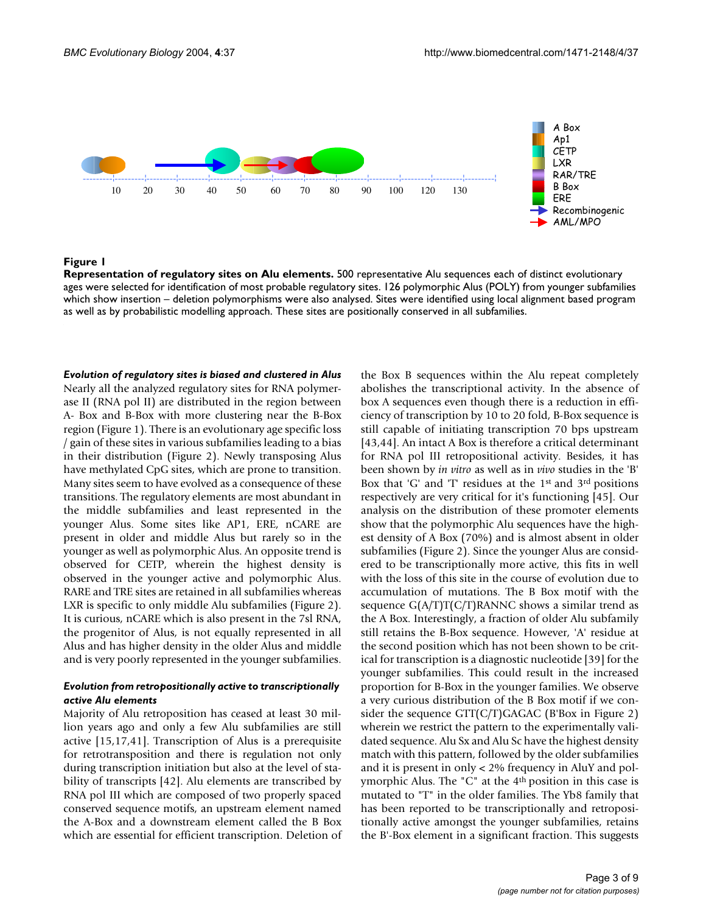**Figure 1**

**Representation of regulatory sites on Alu elements.** 500 representative Alu sequences each of distinct evolutionary ages were selected for identification of most probable regulatory sites. 126 polymorphic Alus (POLY) from younger subfamilies which show insertion – deletion polymorphisms were also analysed. Sites were identified using local alignment based program as well as by probabilistic modelling approach. These sites are positionally conserved in all subfamilies.

***Evolution of regulatory sites is biased and clustered in Alus***

Nearly all the analyzed regulatory sites for RNA polymerase II (RNA pol II) are distributed in the region between A- Box and B-Box with more clustering near the B-Box region (Figure 1). There is an evolutionary age specific loss / gain of these sites in various subfamilies leading to a bias in their distribution (Figure 2). Newly transposing Alus have methylated CpG sites, which are prone to transition. Many sites seem to have evolved as a consequence of these transitions. The regulatory elements are most abundant in the middle subfamilies and least represented in the younger Alus. Some sites like AP1, ERE, nCARE are present in older and middle Alus but rarely so in the younger as well as polymorphic Alus. An opposite trend is observed for CETP, wherein the highest density is observed in the younger active and polymorphic Alus. RARE and TRE sites are retained in all subfamilies whereas LXR is specific to only middle Alu subfamilies (Figure 2). It is curious, nCARE which is also present in the 7sl RNA, the progenitor of Alus, is not equally represented in all Alus and has higher density in the older Alus and middle and is very poorly represented in the younger subfamilies.

***Evolution from retropositionally active to transcriptionally active Alu elements***

Majority of Alu retroposition has ceased at least 30 million years ago and only a few Alu subfamilies are still active [15,17,41]. Transcription of Alus is a prerequisite for retrotransposition and there is regulation not only during transcription initiation but also at the level of stability of transcripts [42]. Alu elements are transcribed by RNA pol III which are composed of two properly spaced conserved sequence motifs, an upstream element named the A-Box and a downstream element called the B Box which are essential for efficient transcription. Deletion of the Box B sequences within the Alu repeat completely abolishes the transcriptional activity. In the absence of box A sequences even though there is a reduction in efficiency of transcription by 10 to 20 fold, B-Box sequence is still capable of initiating transcription 70 bps upstream [43,44]. An intact A Box is therefore a critical determinant for RNA pol III retropositional activity. Besides, it has been shown by *in vitro* as well as in *vivo* studies in the 'B' Box that 'G' and 'T' residues at the 1st and 3rd positions respectively are very critical for it's functioning [45]. Our analysis on the distribution of these promoter elements show that the polymorphic Alu sequences have the highest density of A Box (70%) and is almost absent in older subfamilies (Figure 2). Since the younger Alus are considered to be transcriptionally more active, this fits in well with the loss of this site in the course of evolution due to accumulation of mutations. The B Box motif with the sequence G(A/T)T(C/T)RANNC shows a similar trend as the A Box. Interestingly, a fraction of older Alu subfamily still retains the B-Box sequence. However, 'A' residue at the second position which has not been shown to be critical for transcription is a diagnostic nucleotide [39] for the younger subfamilies. This could result in the increased proportion for B-Box in the younger families. We observe a very curious distribution of the B Box motif if we consider the sequence GTT(C/T)GAGAC (B'Box in Figure 2) wherein we restrict the pattern to the experimentally validated sequence. Alu Sx and Alu Sc have the highest density match with this pattern, followed by the older subfamilies and it is present in only < 2% frequency in AluY and polymorphic Alus. The "C" at the 4th position in this case is mutated to "T" in the older families. The Yb8 family that has been reported to be transcriptionally and retropositionally active amongst the younger subfamilies, retains the B'-Box element in a significant fraction. This suggests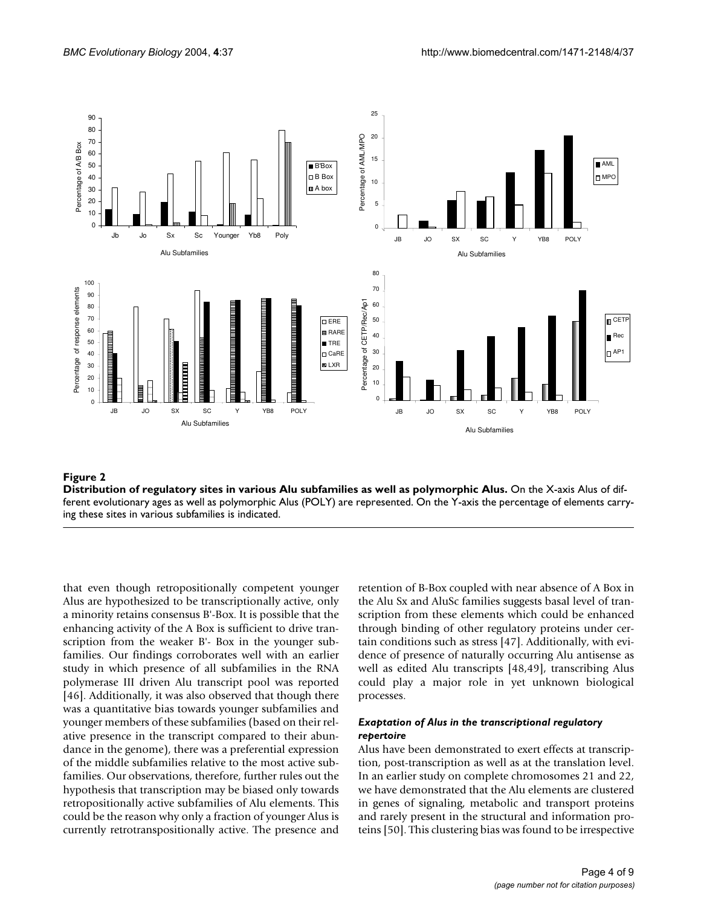**Figure 2**

**Distribution of regulatory sites in various Alu subfamilies as well as polymorphic Alus.** On the X-axis Alus of different evolutionary ages as well as polymorphic Alus (POLY) are represented. On the Y-axis the percentage of elements carrying these sites in various subfamilies is indicated.

that even though retropositionally competent younger Alus are hypothesized to be transcriptionally active, only a minority retains consensus B'-Box. It is possible that the enhancing activity of the A Box is sufficient to drive transcription from the weaker B'- Box in the younger subfamilies. Our findings corroborates well with an earlier study in which presence of all subfamilies in the RNA polymerase III driven Alu transcript pool was reported [46]. Additionally, it was also observed that though there was a quantitative bias towards younger subfamilies and younger members of these subfamilies (based on their relative presence in the transcript compared to their abundance in the genome), there was a preferential expression of the middle subfamilies relative to the most active subfamilies. Our observations, therefore, further rules out the hypothesis that transcription may be biased only towards retropositionally active subfamilies of Alu elements. This could be the reason why only a fraction of younger Alus is currently retrotranspositionally active. The presence and retention of B-Box coupled with near absence of A Box in the Alu Sx and AluSc families suggests basal level of transcription from these elements which could be enhanced through binding of other regulatory proteins under certain conditions such as stress [47]. Additionally, with evidence of presence of naturally occurring Alu antisense as well as edited Alu transcripts [48,49], transcribing Alus could play a major role in yet unknown biological processes.

### *Exaptation of Alus in the transcriptional regulatory repertoire*

Alus have been demonstrated to exert effects at transcription, post-transcription as well as at the translation level. In an earlier study on complete chromosomes 21 and 22, we have demonstrated that the Alu elements are clustered in genes of signaling, metabolic and transport proteins and rarely present in the structural and information proteins [50]. This clustering bias was found to be irrespective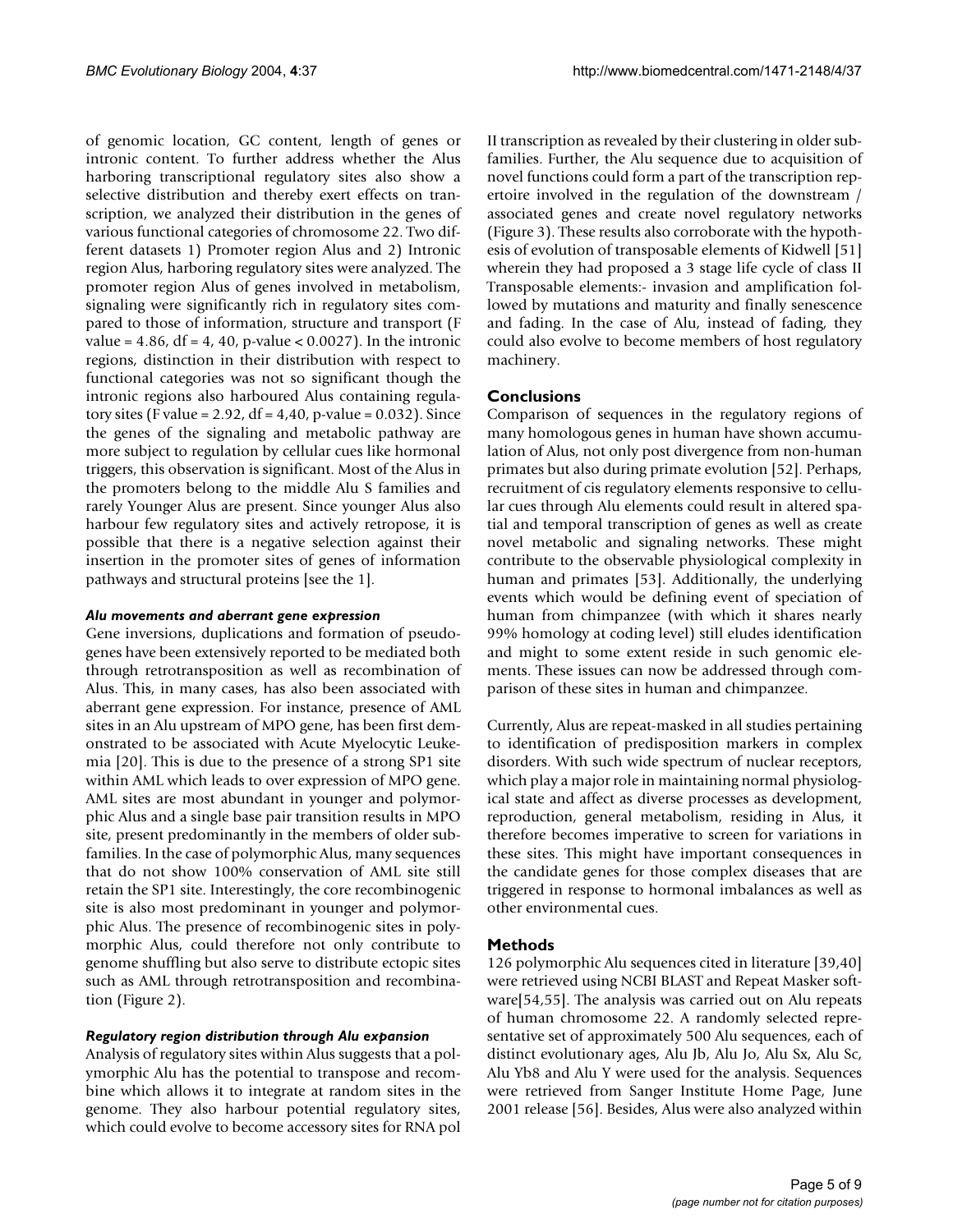of genomic location, GC content, length of genes or intronic content. To further address whether the Alus harboring transcriptional regulatory sites also show a selective distribution and thereby exert effects on transcription, we analyzed their distribution in the genes of various functional categories of chromosome 22. Two different datasets 1) Promoter region Alus and 2) Intronic region Alus, harboring regulatory sites were analyzed. The promoter region Alus of genes involved in metabolism, signaling were significantly rich in regulatory sites compared to those of information, structure and transport (F value = 4.86, df = 4, 40, p-value < 0.0027). In the intronic regions, distinction in their distribution with respect to functional categories was not so significant though the intronic regions also harboured Alus containing regulatory sites (F value = 2.92, df = 4,40, p-value = 0.032). Since the genes of the signaling and metabolic pathway are more subject to regulation by cellular cues like hormonal triggers, this observation is significant. Most of the Alus in the promoters belong to the middle Alu S families and rarely Younger Alus are present. Since younger Alus also harbour few regulatory sites and actively retropose, it is possible that there is a negative selection against their insertion in the promoter sites of genes of information pathways and structural proteins [see the 1].

#### *Alu movements and aberrant gene expression*

Gene inversions, duplications and formation of pseudogenes have been extensively reported to be mediated both through retrotransposition as well as recombination of Alus. This, in many cases, has also been associated with aberrant gene expression. For instance, presence of AML sites in an Alu upstream of MPO gene, has been first demonstrated to be associated with Acute Myelocytic Leukemia [20]. This is due to the presence of a strong SP1 site within AML which leads to over expression of MPO gene. AML sites are most abundant in younger and polymorphic Alus and a single base pair transition results in MPO site, present predominantly in the members of older subfamilies. In the case of polymorphic Alus, many sequences that do not show 100% conservation of AML site still retain the SP1 site. Interestingly, the core recombinogenic site is also most predominant in younger and polymorphic Alus. The presence of recombinogenic sites in polymorphic Alus, could therefore not only contribute to genome shuffling but also serve to distribute ectopic sites such as AML through retrotransposition and recombination (Figure 2).

#### *Regulatory region distribution through Alu expansion*

Analysis of regulatory sites within Alus suggests that a polymorphic Alu has the potential to transpose and recombine which allows it to integrate at random sites in the genome. They also harbour potential regulatory sites, which could evolve to become accessory sites for RNA pol II transcription as revealed by their clustering in older subfamilies. Further, the Alu sequence due to acquisition of novel functions could form a part of the transcription repertoire involved in the regulation of the downstream / associated genes and create novel regulatory networks (Figure 3). These results also corroborate with the hypothesis of evolution of transposable elements of Kidwell [51] wherein they had proposed a 3 stage life cycle of class II Transposable elements:- invasion and amplification followed by mutations and maturity and finally senescence and fading. In the case of Alu, instead of fading, they could also evolve to become members of host regulatory machinery.

## Conclusions

Comparison of sequences in the regulatory regions of many homologous genes in human have shown accumulation of Alus, not only post divergence from non-human primates but also during primate evolution [52]. Perhaps, recruitment of cis regulatory elements responsive to cellular cues through Alu elements could result in altered spatial and temporal transcription of genes as well as create novel metabolic and signaling networks. These might contribute to the observable physiological complexity in human and primates [53]. Additionally, the underlying events which would be defining event of speciation of human from chimpanzee (with which it shares nearly 99% homology at coding level) still eludes identification and might to some extent reside in such genomic elements. These issues can now be addressed through comparison of these sites in human and chimpanzee.

Currently, Alus are repeat-masked in all studies pertaining to identification of predisposition markers in complex disorders. With such wide spectrum of nuclear receptors, which play a major role in maintaining normal physiological state and affect as diverse processes as development, reproduction, general metabolism, residing in Alus, it therefore becomes imperative to screen for variations in these sites. This might have important consequences in the candidate genes for those complex diseases that are triggered in response to hormonal imbalances as well as other environmental cues.

## Methods

126 polymorphic Alu sequences cited in literature [39,40] were retrieved using NCBI BLAST and Repeat Masker software[54,55]. The analysis was carried out on Alu repeats of human chromosome 22. A randomly selected representative set of approximately 500 Alu sequences, each of distinct evolutionary ages, Alu Jb, Alu Jo, Alu Sx, Alu Sc, Alu Yb8 and Alu Y were used for the analysis. Sequences were retrieved from Sanger Institute Home Page, June 2001 release [56]. Besides, Alus were also analyzed within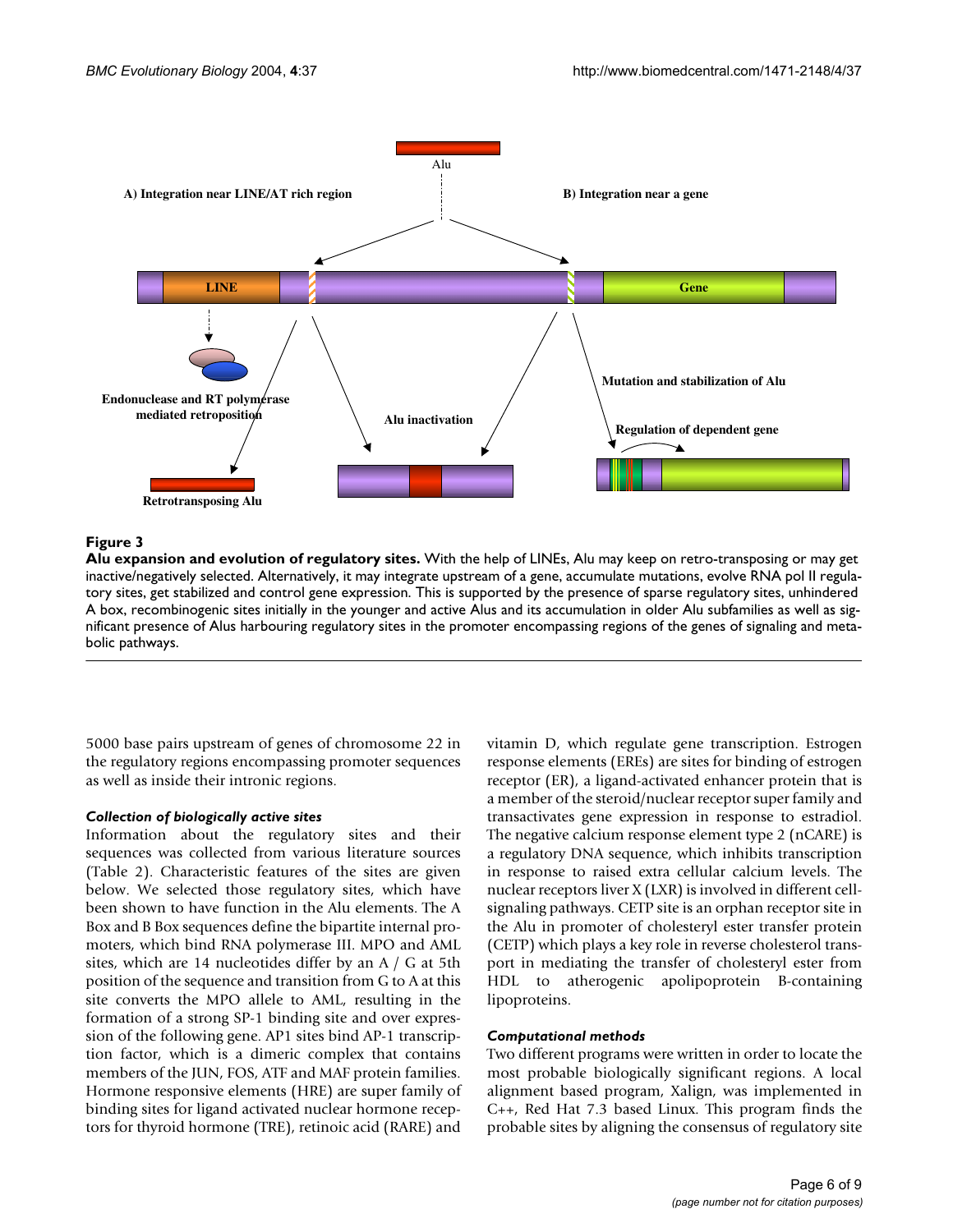**Figure 3**

**Alu expansion and evolution of regulatory sites.** With the help of LINEs, Alu may keep on retro-transposing or may get inactive/negatively selected. Alternatively, it may integrate upstream of a gene, accumulate mutations, evolve RNA pol II regulatory sites, get stabilized and control gene expression. This is supported by the presence of sparse regulatory sites, unhindered A box, recombinogenic sites initially in the younger and active Alus and its accumulation in older Alu subfamilies as well as significant presence of Alus harbouring regulatory sites in the promoter encompassing regions of the genes of signaling and metabolic pathways.

5000 base pairs upstream of genes of chromosome 22 in the regulatory regions encompassing promoter sequences as well as inside their intronic regions.

### *Collection of biologically active sites*

Information about the regulatory sites and their sequences was collected from various literature sources (Table 2). Characteristic features of the sites are given below. We selected those regulatory sites, which have been shown to have function in the Alu elements. The A Box and B Box sequences define the bipartite internal promoters, which bind RNA polymerase III. MPO and AML sites, which are 14 nucleotides differ by an A / G at 5th position of the sequence and transition from G to A at this site converts the MPO allele to AML, resulting in the formation of a strong SP-1 binding site and over expression of the following gene. AP1 sites bind AP-1 transcription factor, which is a dimeric complex that contains members of the JUN, FOS, ATF and MAF protein families. Hormone responsive elements (HRE) are super family of binding sites for ligand activated nuclear hormone receptors for thyroid hormone (TRE), retinoic acid (RARE) and vitamin D, which regulate gene transcription. Estrogen response elements (EREs) are sites for binding of estrogen receptor (ER), a ligand-activated enhancer protein that is a member of the steroid/nuclear receptor super family and transactivates gene expression in response to estradiol. The negative calcium response element type 2 (nCARE) is a regulatory DNA sequence, which inhibits transcription in response to raised extra cellular calcium levels. The nuclear receptors liver X (LXR) is involved in different cell-signaling pathways. CETP site is an orphan receptor site in the Alu in promoter of cholesteryl ester transfer protein (CETP) which plays a key role in reverse cholesterol transport in mediating the transfer of cholesteryl ester from HDL to atherogenic apolipoprotein B-containing lipoproteins.

### *Computational methods*

Two different programs were written in order to locate the most probable biologically significant regions. A local alignment based program, Xalign, was implemented in C++, Red Hat 7.3 based Linux. This program finds the probable sites by aligning the consensus of regulatory site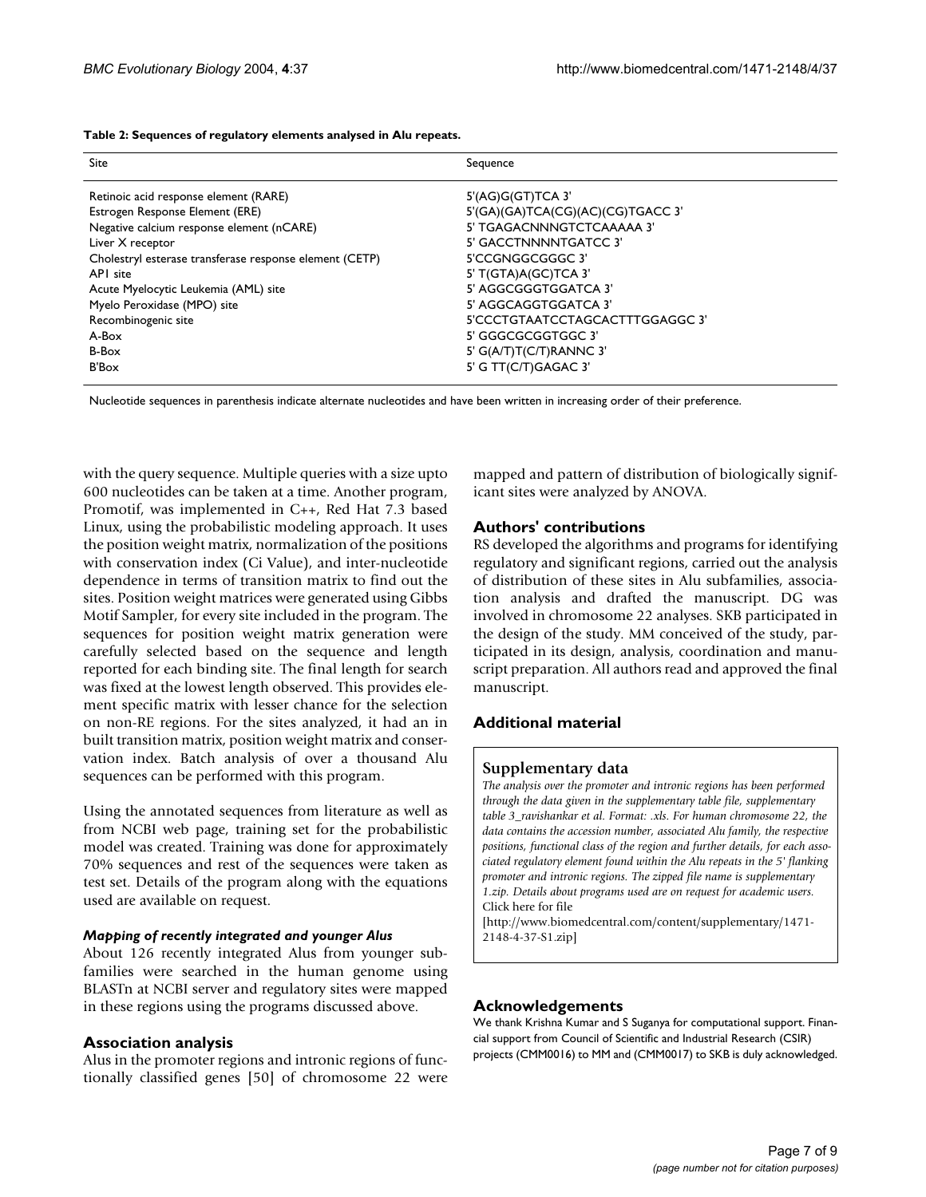**Table 2: Sequences of regulatory elements analysed in Alu repeats.**

| Site | Sequence |
|---|---|
| Retinoic acid response element (RARE) | 5'(AG)G(GT)TCA 3' |
| Estrogen Response Element (ERE) | 5'(GA)(GA)TCA(CG)(AC)(CG)TGACC 3' |
| Negative calcium response element (nCARE) | 5' TGAGACNNNGTCTCAAAAA 3' |
| Liver X receptor | 5' GACCTNNNNTGATCC 3' |
| Cholestryl esterase transferase response element (CETP) | 5'CCGNGGCGGGC 3' |
| AP1 site | 5' T(GTA)A(GC)TCA 3' |
| Acute Myelocytic Leukemia (AML) site | 5' AGGCGGGTGGATCA 3' |
| Myelo Peroxidase (MPO) site | 5' AGGCAGGTGGATCA 3' |
| Recombinogenic site | 5'CCCTGTAATCCTAGCACTTTGGAGGC 3' |
| A-Box | 5' GGGCGCGGTGGC 3' |
| B-Box | 5' G(A/T)T(C/T)RANNC 3' |
| B'Box | 5' G TT(C/T)GAGAC 3' |

Nucleotide sequences in parenthesis indicate alternate nucleotides and have been written in increasing order of their preference.

with the query sequence. Multiple queries with a size upto 600 nucleotides can be taken at a time. Another program, Promotif, was implemented in C++, Red Hat 7.3 based Linux, using the probabilistic modeling approach. It uses the position weight matrix, normalization of the positions with conservation index (Ci Value), and inter-nucleotide dependence in terms of transition matrix to find out the sites. Position weight matrices were generated using Gibbs Motif Sampler, for every site included in the program. The sequences for position weight matrix generation were carefully selected based on the sequence and length reported for each binding site. The final length for search was fixed at the lowest length observed. This provides element specific matrix with lesser chance for the selection on non-RE regions. For the sites analyzed, it had an in built transition matrix, position weight matrix and conservation index. Batch analysis of over a thousand Alu sequences can be performed with this program.

Using the annotated sequences from literature as well as from NCBI web page, training set for the probabilistic model was created. Training was done for approximately 70% sequences and rest of the sequences were taken as test set. Details of the program along with the equations used are available on request.

#### *Mapping of recently integrated and younger Alus*

About 126 recently integrated Alus from younger subfamilies were searched in the human genome using BLASTn at NCBI server and regulatory sites were mapped in these regions using the programs discussed above.

### Association analysis

Alus in the promoter regions and intronic regions of functionally classified genes [50] of chromosome 22 were mapped and pattern of distribution of biologically significant sites were analyzed by ANOVA.

## Authors' contributions

RS developed the algorithms and programs for identifying regulatory and significant regions, carried out the analysis of distribution of these sites in Alu subfamilies, association analysis and drafted the manuscript. DG was involved in chromosome 22 analyses. SKB participated in the design of the study. MM conceived of the study, participated in its design, analysis, coordination and manuscript preparation. All authors read and approved the final manuscript.

## Additional material

### Supplementary data

*The analysis over the promoter and intronic regions has been performed through the data given in the supplementary table file, supplementary table 3_ravishankar et al. Format: .xls. For human chromosome 22, the data contains the accession number, associated Alu family, the respective positions, functional class of the region and further details, for each associated regulatory element found within the Alu repeats in the 5' flanking promoter and intronic regions. The zipped file name is supplementary 1.zip. Details about programs used are on request for academic users.*
Click here for file
[http://www.biomedcentral.com/content/supplementary/1471-2148-4-37-S1.zip]

## Acknowledgements

We thank Krishna Kumar and S Suganya for computational support. Financial support from Council of Scientific and Industrial Research (CSIR) projects (CMM0016) to MM and (CMM0017) to SKB is duly acknowledged.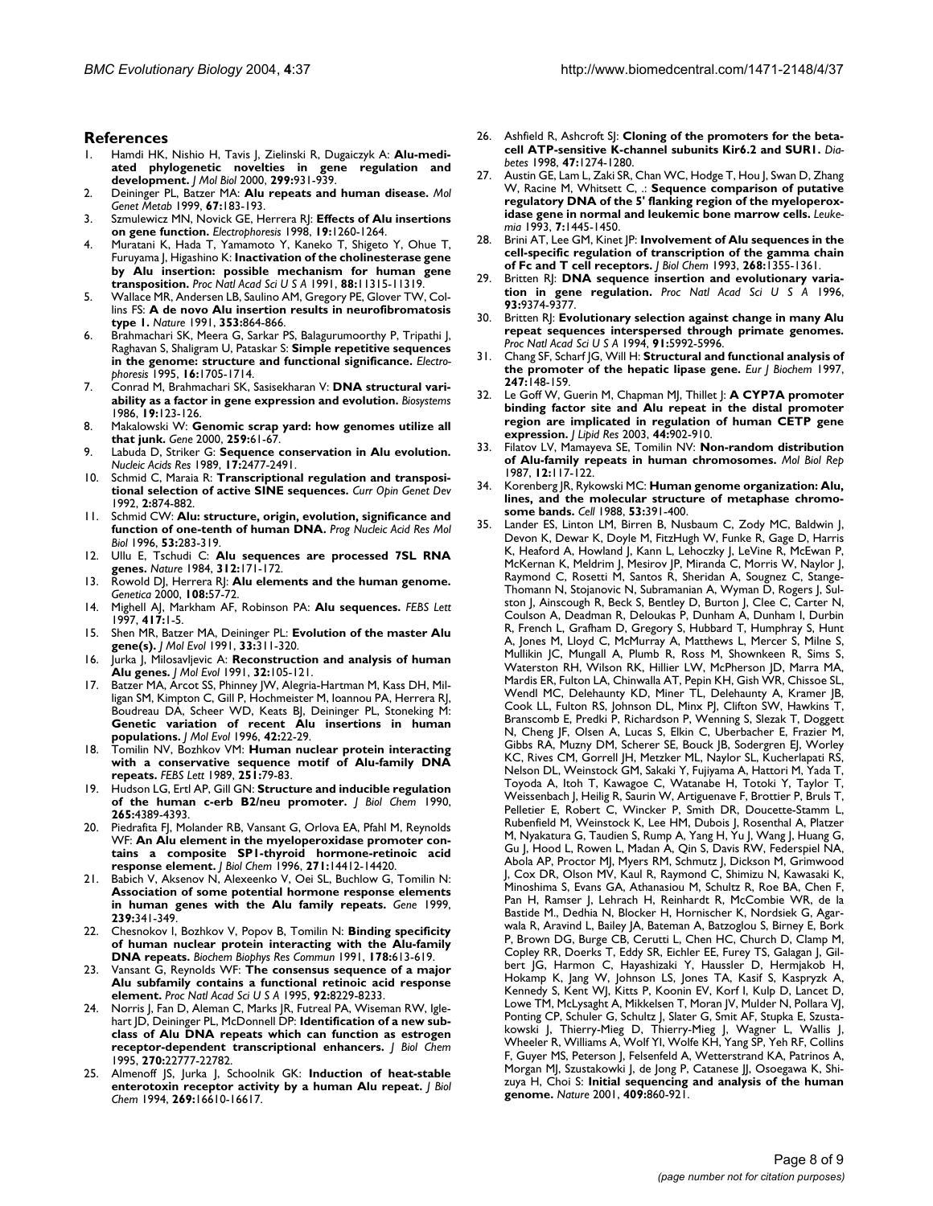## References

1. Hamdi HK, Nishio H, Tavis J, Zielinski R, Dugaiczyk A: **Alu-mediated phylogenetic novelties in gene regulation and development.** *J Mol Biol* 2000, **299:**931-939.
2. Deininger PL, Batzer MA: **Alu repeats and human disease.** *Mol Genet Metab* 1999, **67:**183-193.
3. Szmulewicz MN, Novick GE, Herrera RJ: **Effects of Alu insertions on gene function.** *Electrophoresis* 1998, **19:**1260-1264.
4. Muratani K, Hada T, Yamamoto Y, Kaneko T, Shigeto Y, Ohue T, Furuyama J, Higashino K: **Inactivation of the cholinesterase gene by Alu insertion: possible mechanism for human gene transposition.** *Proc Natl Acad Sci U S A* 1991, **88:**11315-11319.
5. Wallace MR, Andersen LB, Saulino AM, Gregory PE, Glover TW, Collins FS: **A de novo Alu insertion results in neurofibromatosis type 1.** *Nature* 1991, **353:**864-866.
6. Brahmachari SK, Meera G, Sarkar PS, Balagurumoorthy P, Tripathi J, Raghavan S, Shaligram U, Pataskar S: **Simple repetitive sequences in the genome: structure and functional significance.** *Electrophoresis* 1995, **16:**1705-1714.
7. Conrad M, Brahmachari SK, Sasisekharan V: **DNA structural variability as a factor in gene expression and evolution.** *Biosystems* 1986, **19:**123-126.
8. Makalowski W: **Genomic scrap yard: how genomes utilize all that junk.** *Gene* 2000, **259:**61-67.
9. Labuda D, Striker G: **Sequence conservation in Alu evolution.** *Nucleic Acids Res* 1989, **17:**2477-2491.
10. Schmid C, Maraia R: **Transcriptional regulation and transpositional selection of active SINE sequences.** *Curr Opin Genet Dev* 1992, **2:**874-882.
11. Schmid CW: **Alu: structure, origin, evolution, significance and function of one-tenth of human DNA.** *Prog Nucleic Acid Res Mol Biol* 1996, **53:**283-319.
12. Ullu E, Tschudi C: **Alu sequences are processed 7SL RNA genes.** *Nature* 1984, **312:**171-172.
13. Rowold DJ, Herrera RJ: **Alu elements and the human genome.** *Genetica* 2000, **108:**57-72.
14. Mighell AJ, Markham AF, Robinson PA: **Alu sequences.** *FEBS Lett* 1997, **417:**1-5.
15. Shen MR, Batzer MA, Deininger PL: **Evolution of the master Alu gene(s).** *J Mol Evol* 1991, **33:**311-320.
16. Jurka J, Milosavljevic A: **Reconstruction and analysis of human Alu genes.** *J Mol Evol* 1991, **32:**105-121.
17. Batzer MA, Arcot SS, Phinney JW, Alegria-Hartman M, Kass DH, Milligan SM, Kimpton C, Gill P, Hochmeister M, Ioannou PA, Herrera RJ, Boudreau DA, Scheer WD, Keats BJ, Deininger PL, Stoneking M: **Genetic variation of recent Alu insertions in human populations.** *J Mol Evol* 1996, **42:**22-29.
18. Tomilin NV, Bozhkov VM: **Human nuclear protein interacting with a conservative sequence motif of Alu-family DNA repeats.** *FEBS Lett* 1989, **251:**79-83.
19. Hudson LG, Ertl AP, Gill GN: **Structure and inducible regulation of the human c-erb B2/neu promoter.** *J Biol Chem* 1990, **265:**4389-4393.
20. Piedrafita FJ, Molander RB, Vansant G, Orlova EA, Pfahl M, Reynolds WF: **An Alu element in the myeloperoxidase promoter contains a composite SP1-thyroid hormone-retinoic acid response element.** *J Biol Chem* 1996, **271:**14412-14420.
21. Babich V, Aksenov N, Alexeenko V, Oei SL, Buchlow G, Tomilin N: **Association of some potential hormone response elements in human genes with the Alu family repeats.** *Gene* 1999, **239:**341-349.
22. Chesnokov I, Bozhkov V, Popov B, Tomilin N: **Binding specificity of human nuclear protein interacting with the Alu-family DNA repeats.** *Biochem Biophys Res Commun* 1991, **178:**613-619.
23. Vansant G, Reynolds WF: **The consensus sequence of a major Alu subfamily contains a functional retinoic acid response element.** *Proc Natl Acad Sci U S A* 1995, **92:**8229-8233.
24. Norris J, Fan D, Aleman C, Marks JR, Futreal PA, Wiseman RW, Iglehart JD, Deininger PL, McDonnell DP: **Identification of a new subclass of Alu DNA repeats which can function as estrogen receptor-dependent transcriptional enhancers.** *J Biol Chem* 1995, **270:**22777-22782.
25. Almenoff JS, Jurka J, Schoolnik GK: **Induction of heat-stable enterotoxin receptor activity by a human Alu repeat.** *J Biol Chem* 1994, **269:**16610-16617.
26. Ashfield R, Ashcroft SJ: **Cloning of the promoters for the beta-cell ATP-sensitive K-channel subunits Kir6.2 and SUR1.** *Diabetes* 1998, **47:**1274-1280.
27. Austin GE, Lam L, Zaki SR, Chan WC, Hodge T, Hou J, Swan D, Zhang W, Racine M, Whitsett C, .: **Sequence comparison of putative regulatory DNA of the 5' flanking region of the myeloperoxidase gene in normal and leukemic bone marrow cells.** *Leukemia* 1993, **7:**1445-1450.
28. Brini AT, Lee GM, Kinet JP: **Involvement of Alu sequences in the cell-specific regulation of transcription of the gamma chain of Fc and T cell receptors.** *J Biol Chem* 1993, **268:**1355-1361.
29. Britten RJ: **DNA sequence insertion and evolutionary variation in gene regulation.** *Proc Natl Acad Sci U S A* 1996, **93:**9374-9377.
30. Britten RJ: **Evolutionary selection against change in many Alu repeat sequences interspersed through primate genomes.** *Proc Natl Acad Sci U S A* 1994, **91:**5992-5996.
31. Chang SF, Scharf JG, Will H: **Structural and functional analysis of the promoter of the hepatic lipase gene.** *Eur J Biochem* 1997, **247:**148-159.
32. Le Goff W, Guerin M, Chapman MJ, Thillet J: **A CYP7A promoter binding factor site and Alu repeat in the distal promoter region are implicated in regulation of human CETP gene expression.** *J Lipid Res* 2003, **44:**902-910.
33. Filatov LV, Mamayeva SE, Tomilin NV: **Non-random distribution of Alu-family repeats in human chromosomes.** *Mol Biol Rep* 1987, **12:**117-122.
34. Korenberg JR, Rykowski MC: **Human genome organization: Alu, lines, and the molecular structure of metaphase chromosome bands.** *Cell* 1988, **53:**391-400.
35. Lander ES, Linton LM, Birren B, Nusbaum C, Zody MC, Baldwin J, Devon K, Dewar K, Doyle M, FitzHugh W, Funke R, Gage D, Harris K, Heaford A, Howland J, Kann L, Lehoczky J, LeVine R, McEwan P, McKernan K, Meldrim J, Mesirov JP, Miranda C, Morris W, Naylor J, Raymond C, Rosetti M, Santos R, Sheridan A, Sougnez C, Stange-Thomann N, Stojanovic N, Subramanian A, Wyman D, Rogers J, Sulston J, Ainscough R, Beck S, Bentley D, Burton J, Clee C, Carter N, Coulson A, Deadman R, Deloukas P, Dunham A, Dunham I, Durbin R, French L, Grafham D, Gregory S, Hubbard T, Humphray S, Hunt A, Jones M, Lloyd C, McMurray A, Matthews L, Mercer S, Milne S, Mullikin JC, Mungall A, Plumb R, Ross M, Shownkeen R, Sims S, Waterston RH, Wilson RK, Hillier LW, McPherson JD, Marra MA, Mardis ER, Fulton LA, Chinwalla AT, Pepin KH, Gish WR, Chissoe SL, Wendl MC, Delehaunty KD, Miner TL, Delehaunty A, Kramer JB, Cook LL, Fulton RS, Johnson DL, Minx PJ, Clifton SW, Hawkins T, Branscomb E, Predki P, Richardson P, Wenning S, Slezak T, Doggett N, Cheng JF, Olsen A, Lucas S, Elkin C, Uberbacher E, Frazier M, Gibbs RA, Muzny DM, Scherer SE, Bouck JB, Sodergren EJ, Worley KC, Rives CM, Gorrell JH, Metzker ML, Naylor SL, Kucherlapati RS, Nelson DL, Weinstock GM, Sakaki Y, Fujiyama A, Hattori M, Yada T, Toyoda A, Itoh T, Kawagoe C, Watanabe H, Totoki Y, Taylor T, Weissenbach J, Heilig R, Saurin W, Artiguenave F, Brottier P, Bruls T, Pelletier E, Robert C, Wincker P, Smith DR, Doucette-Stamm L, Rubenfield M, Weinstock K, Lee HM, Dubois J, Rosenthal A, Platzer M, Nyakatura G, Taudien S, Rump A, Yang H, Yu J, Wang J, Huang G, Gu J, Hood L, Rowen L, Madan A, Qin S, Davis RW, Federspiel NA, Abola AP, Proctor MJ, Myers RM, Schmutz J, Dickson M, Grimwood J, Cox DR, Olson MV, Kaul R, Raymond C, Shimizu N, Kawasaki K, Minoshima S, Evans GA, Athanasiou M, Schultz R, Roe BA, Chen F, Pan H, Ramser J, Lehrach H, Reinhardt R, McCombie WR, de la Bastide M., Dedhia N, Blocker H, Hornischer K, Nordsiek G, Agarwala R, Aravind L, Bailey JA, Bateman A, Batzoglou S, Birney E, Bork P, Brown DG, Burge CB, Cerutti L, Chen HC, Church D, Clamp M, Copley RR, Doerks T, Eddy SR, Eichler EE, Furey TS, Galagan J, Gilbert JG, Harmon C, Hayashizaki Y, Haussler D, Hermjakob H, Hokamp K, Jang W, Johnson LS, Jones TA, Kasif S, Kaspryzk A, Kennedy S, Kent WJ, Kitts P, Koonin EV, Korf I, Kulp D, Lancet D, Lowe TM, McLysaght A, Mikkelsen T, Moran JV, Mulder N, Pollara VJ, Ponting CP, Schuler G, Schultz J, Slater G, Smit AF, Stupka E, Szustakowski J, Thierry-Mieg D, Thierry-Mieg J, Wagner L, Wallis J, Wheeler R, Williams A, Wolf YI, Wolfe KH, Yang SP, Yeh RF, Collins F, Guyer MS, Peterson J, Felsenfeld A, Wetterstrand KA, Patrinos A, Morgan MJ, Szustakowki J, de Jong P, Catanese JJ, Osoegawa K, Shizuya H, Choi S: **Initial sequencing and analysis of the human genome.** *Nature* 2001, **409:**860-921.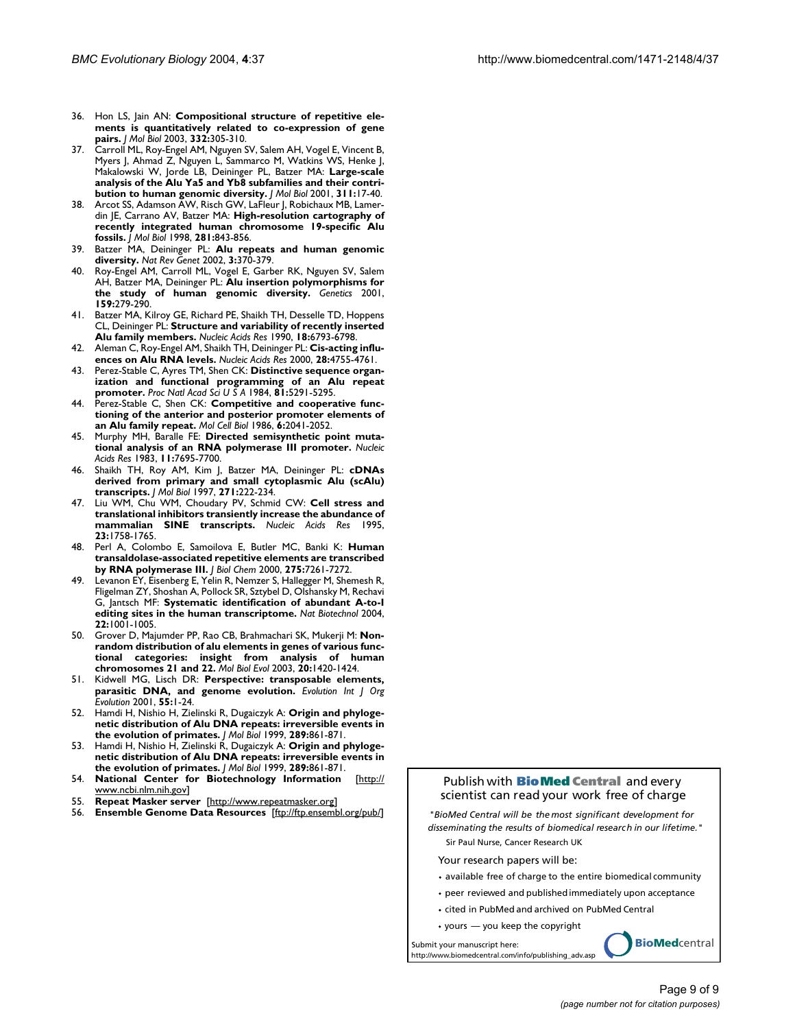36. Hon LS, Jain AN: **Compositional structure of repetitive elements is quantitatively related to co-expression of gene pairs.** *J Mol Biol* 2003, **332:**305-310.
37. Carroll ML, Roy-Engel AM, Nguyen SV, Salem AH, Vogel E, Vincent B, Myers J, Ahmad Z, Nguyen L, Sammarco M, Watkins WS, Henke J, Makalowski W, Jorde LB, Deininger PL, Batzer MA: **Large-scale analysis of the Alu Ya5 and Yb8 subfamilies and their contribution to human genomic diversity.** *J Mol Biol* 2001, **311:**17-40.
38. Arcot SS, Adamson AW, Risch GW, LaFleur J, Robichaux MB, Lamerdin JE, Carrano AV, Batzer MA: **High-resolution cartography of recently integrated human chromosome 19-specific Alu fossils.** *J Mol Biol* 1998, **281:**843-856.
39. Batzer MA, Deininger PL: **Alu repeats and human genomic diversity.** *Nat Rev Genet* 2002, **3:**370-379.
40. Roy-Engel AM, Carroll ML, Vogel E, Garber RK, Nguyen SV, Salem AH, Batzer MA, Deininger PL: **Alu insertion polymorphisms for the study of human genomic diversity.** *Genetics* 2001, **159:**279-290.
41. Batzer MA, Kilroy GE, Richard PE, Shaikh TH, Desselle TD, Hoppens CL, Deininger PL: **Structure and variability of recently inserted Alu family members.** *Nucleic Acids Res* 1990, **18:**6793-6798.
42. Aleman C, Roy-Engel AM, Shaikh TH, Deininger PL: **Cis-acting influences on Alu RNA levels.** *Nucleic Acids Res* 2000, **28:**4755-4761.
43. Perez-Stable C, Ayres TM, Shen CK: **Distinctive sequence organization and functional programming of an Alu repeat promoter.** *Proc Natl Acad Sci U S A* 1984, **81:**5291-5295.
44. Perez-Stable C, Shen CK: **Competitive and cooperative functioning of the anterior and posterior promoter elements of an Alu family repeat.** *Mol Cell Biol* 1986, **6:**2041-2052.
45. Murphy MH, Baralle FE: **Directed semisynthetic point mutational analysis of an RNA polymerase III promoter.** *Nucleic Acids Res* 1983, **11:**7695-7700.
46. Shaikh TH, Roy AM, Kim J, Batzer MA, Deininger PL: **cDNAs derived from primary and small cytoplasmic Alu (scAlu) transcripts.** *J Mol Biol* 1997, **271:**222-234.
47. Liu WM, Chu WM, Choudary PV, Schmid CW: **Cell stress and translational inhibitors transiently increase the abundance of mammalian SINE transcripts.** *Nucleic Acids Res* 1995, **23:**1758-1765.
48. Perl A, Colombo E, Samoilova E, Butler MC, Banki K: **Human transaldolase-associated repetitive elements are transcribed by RNA polymerase III.** *J Biol Chem* 2000, **275:**7261-7272.
49. Levanon EY, Eisenberg E, Yelin R, Nemzer S, Hallegger M, Shemesh R, Fligelman ZY, Shoshan A, Pollock SR, Sztybel D, Olshansky M, Rechavi G, Jantsch MF: **Systematic identification of abundant A-to-I editing sites in the human transcriptome.** *Nat Biotechnol* 2004, **22:**1001-1005.
50. Grover D, Majumder PP, Rao CB, Brahmachari SK, Mukerji M: **Nonrandom distribution of alu elements in genes of various functional categories: insight from analysis of human chromosomes 21 and 22.** *Mol Biol Evol* 2003, **20:**1420-1424.
51. Kidwell MG, Lisch DR: **Perspective: transposable elements, parasitic DNA, and genome evolution.** *Evolution Int J Org Evolution* 2001, **55:**1-24.
52. Hamdi H, Nishio H, Zielinski R, Dugaiczyk A: **Origin and phylogenetic distribution of Alu DNA repeats: irreversible events in the evolution of primates.** *J Mol Biol* 1999, **289:**861-871.
53. Hamdi H, Nishio H, Zielinski R, Dugaiczyk A: **Origin and phylogenetic distribution of Alu DNA repeats: irreversible events in the evolution of primates.** *J Mol Biol* 1999, **289:**861-871.
54. **National Center for Biotechnology Information** [http://www.ncbi.nlm.nih.gov]
55. **Repeat Masker server** [http://www.repeatmasker.org]
56. **Ensemble Genome Data Resources** [ftp://ftp.ensembl.org/pub/]

Publish with **BioMed Central** and every scientist can read your work free of charge

*"BioMed Central will be the most significant development for disseminating the results of biomedical research in our lifetime."*

Sir Paul Nurse, Cancer Research UK

Your research papers will be:

- available free of charge to the entire biomedical community
- peer reviewed and published immediately upon acceptance
- cited in PubMed and archived on PubMed Central
- yours — you keep the copyright

Submit your manuscript here:
http://www.biomedcentral.com/info/publishing_adv.asp

BioMedcentral